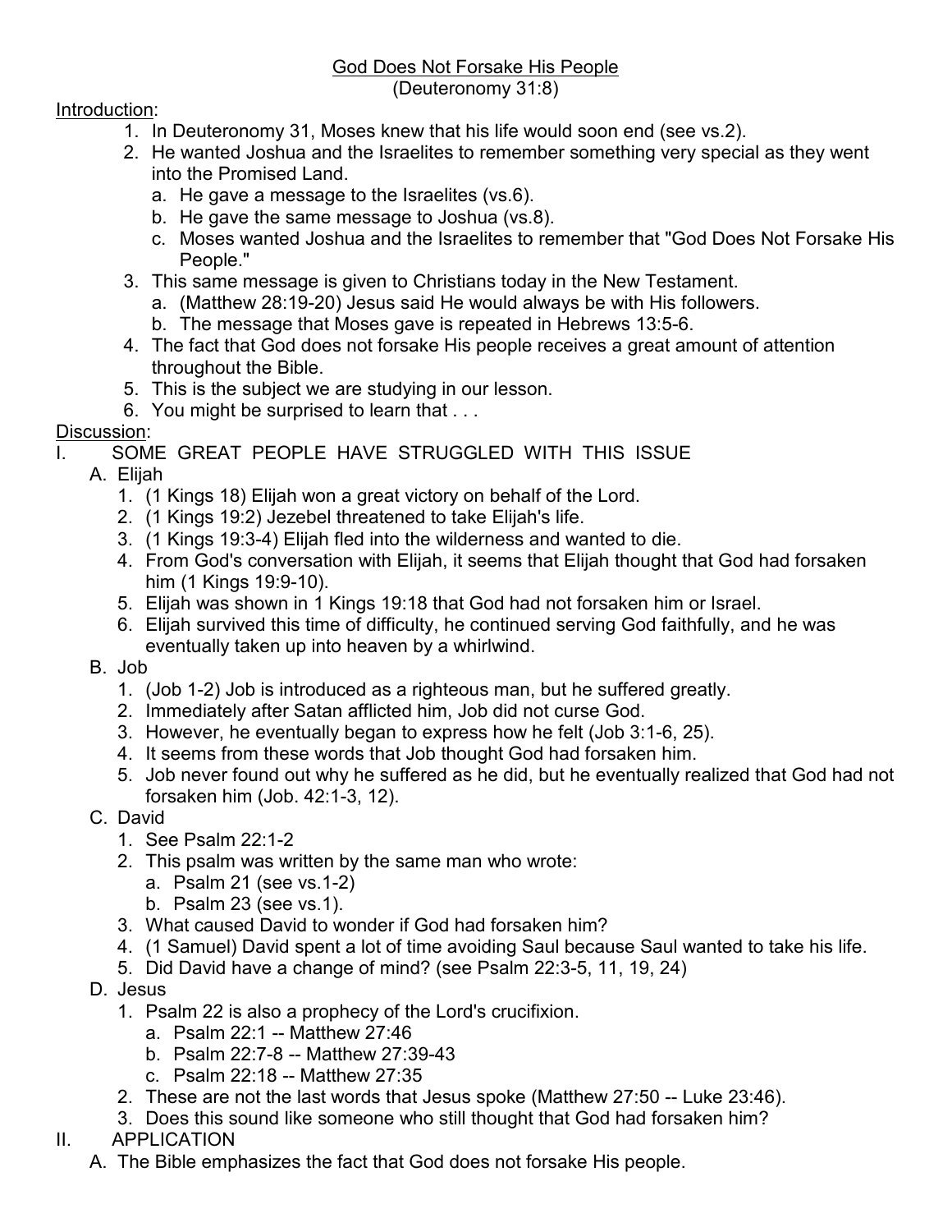# God Does Not Forsake His People
(Deuteronomy 31:8)

Introduction:

1. In Deuteronomy 31, Moses knew that his life would soon end (see vs.2).
2. He wanted Joshua and the Israelites to remember something very special as they went into the Promised Land.
   a. He gave a message to the Israelites (vs.6).
   b. He gave the same message to Joshua (vs.8).
   c. Moses wanted Joshua and the Israelites to remember that "God Does Not Forsake His People."
3. This same message is given to Christians today in the New Testament.
   a. (Matthew 28:19-20) Jesus said He would always be with His followers.
   b. The message that Moses gave is repeated in Hebrews 13:5-6.
4. The fact that God does not forsake His people receives a great amount of attention throughout the Bible.
5. This is the subject we are studying in our lesson.
6. You might be surprised to learn that . . .

Discussion:

I. SOME GREAT PEOPLE HAVE STRUGGLED WITH THIS ISSUE

A. Elijah
1. (1 Kings 18) Elijah won a great victory on behalf of the Lord.
2. (1 Kings 19:2) Jezebel threatened to take Elijah's life.
3. (1 Kings 19:3-4) Elijah fled into the wilderness and wanted to die.
4. From God's conversation with Elijah, it seems that Elijah thought that God had forsaken him (1 Kings 19:9-10).
5. Elijah was shown in 1 Kings 19:18 that God had not forsaken him or Israel.
6. Elijah survived this time of difficulty, he continued serving God faithfully, and he was eventually taken up into heaven by a whirlwind.

B. Job
1. (Job 1-2) Job is introduced as a righteous man, but he suffered greatly.
2. Immediately after Satan afflicted him, Job did not curse God.
3. However, he eventually began to express how he felt (Job 3:1-6, 25).
4. It seems from these words that Job thought God had forsaken him.
5. Job never found out why he suffered as he did, but he eventually realized that God had not forsaken him (Job. 42:1-3, 12).

C. David
1. See Psalm 22:1-2
2. This psalm was written by the same man who wrote:
   a. Psalm 21 (see vs.1-2)
   b. Psalm 23 (see vs.1).
3. What caused David to wonder if God had forsaken him?
4. (1 Samuel) David spent a lot of time avoiding Saul because Saul wanted to take his life.
5. Did David have a change of mind? (see Psalm 22:3-5, 11, 19, 24)

D. Jesus
1. Psalm 22 is also a prophecy of the Lord's crucifixion.
   a. Psalm 22:1 -- Matthew 27:46
   b. Psalm 22:7-8 -- Matthew 27:39-43
   c. Psalm 22:18 -- Matthew 27:35
2. These are not the last words that Jesus spoke (Matthew 27:50 -- Luke 23:46).
3. Does this sound like someone who still thought that God had forsaken him?

II. APPLICATION

A. The Bible emphasizes the fact that God does not forsake His people.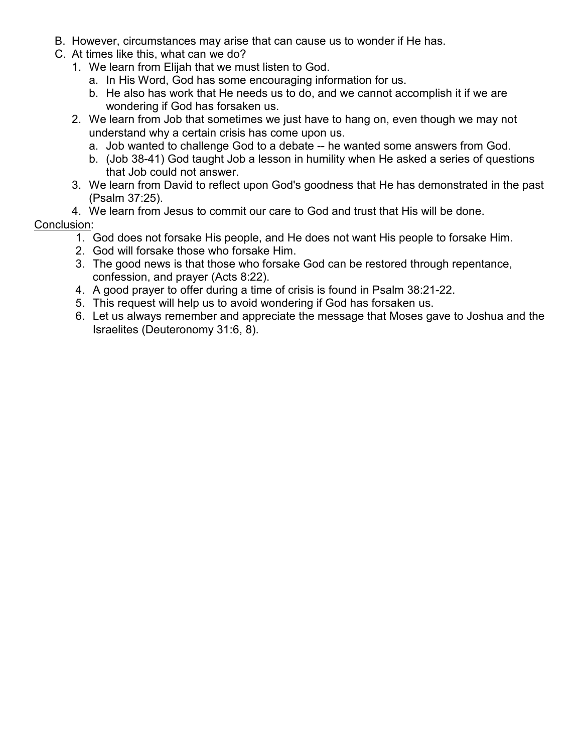B. However, circumstances may arise that can cause us to wonder if He has.

C. At times like this, what can we do?

   1. We learn from Elijah that we must listen to God.
      a. In His Word, God has some encouraging information for us.
      b. He also has work that He needs us to do, and we cannot accomplish it if we are wondering if God has forsaken us.
   2. We learn from Job that sometimes we just have to hang on, even though we may not understand why a certain crisis has come upon us.
      a. Job wanted to challenge God to a debate -- he wanted some answers from God.
      b. (Job 38-41) God taught Job a lesson in humility when He asked a series of questions that Job could not answer.
   3. We learn from David to reflect upon God's goodness that He has demonstrated in the past (Psalm 37:25).
   4. We learn from Jesus to commit our care to God and trust that His will be done.

<u>Conclusion</u>:

1. God does not forsake His people, and He does not want His people to forsake Him.
2. God will forsake those who forsake Him.
3. The good news is that those who forsake God can be restored through repentance, confession, and prayer (Acts 8:22).
4. A good prayer to offer during a time of crisis is found in Psalm 38:21-22.
5. This request will help us to avoid wondering if God has forsaken us.
6. Let us always remember and appreciate the message that Moses gave to Joshua and the Israelites (Deuteronomy 31:6, 8).